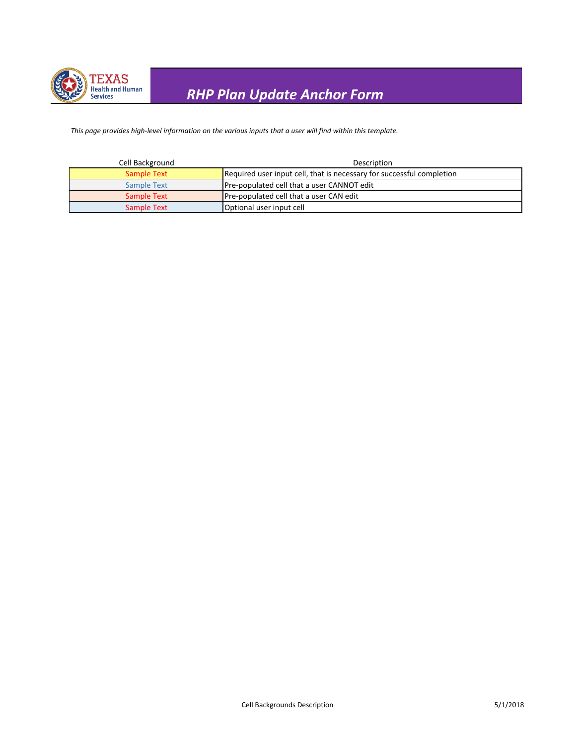# RHP Plan Update Anchor Form

*This page provides high-level information on the various inputs that a user will find within this template.*

| Cell Background | Description |
|---|---|
| Sample Text | Required user input cell, that is necessary for successful completion |
| Sample Text | Pre-populated cell that a user CANNOT edit |
| Sample Text | Pre-populated cell that a user CAN edit |
| Sample Text | Optional user input cell |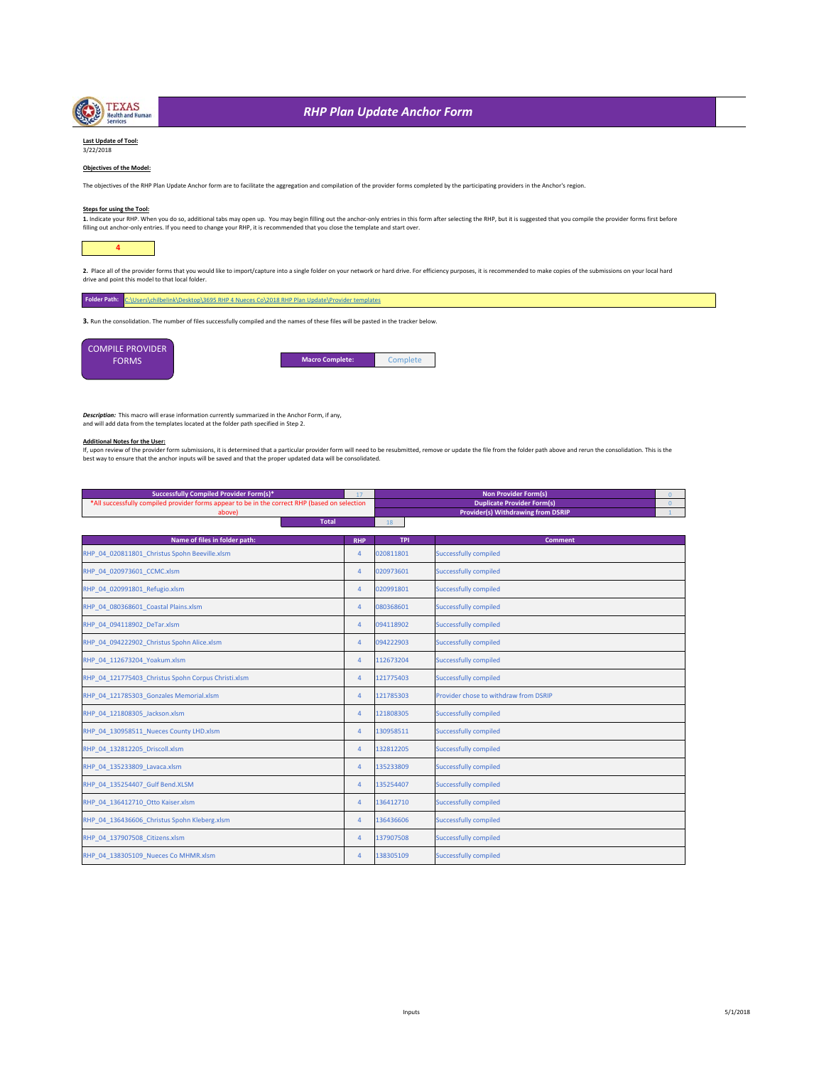# RHP Plan Update Anchor Form

**Last Update of Tool:**
3/22/2018

**Objectives of the Model:**

The objectives of the RHP Plan Update Anchor form are to facilitate the aggregation and compilation of the provider forms completed by the participating providers in the Anchor's region.

**Steps for using the Tool:**

**1.** Indicate your RHP. When you do so, additional tabs may open up. You may begin filling out the anchor-only entries in this form after selecting the RHP, but it is suggested that you compile the provider forms first before filling out anchor-only entries. If you need to change your RHP, it is recommended that you close the template and start over.

4

**2.** Place all of the provider forms that you would like to import/capture into a single folder on your network or hard drive. For efficiency purposes, it is recommended to make copies of the submissions on your local hard drive and point this model to that local folder.

**Folder Path:** C:\Users\chilbelink\Desktop\3695 RHP 4 Nueces Co\2018 RHP Plan Update\Provider templates

**3.** Run the consolidation. The number of files successfully compiled and the names of these files will be pasted in the tracker below.

COMPILE PROVIDER FORMS

**Macro Complete:** Complete

*Description:* This macro will erase information currently summarized in the Anchor Form, if any, and will add data from the templates located at the folder path specified in Step 2.

**Additional Notes for the User:**
If, upon review of the provider form submissions, it is determined that a particular provider form will need to be resubmitted, remove or update the file from the folder path above and rerun the consolidation. This is the best way to ensure that the anchor inputs will be saved and that the proper updated data will be consolidated.

| Successfully Compiled Provider Form(s)* | 17 |
|---|---|
| *All successfully compiled provider forms appear to be in the correct RHP (based on selection above) | |
| Total | 18 |

| Non Provider Form(s) | 0 |
|---|---|
| Duplicate Provider Form(s) | 0 |
| Provider(s) Withdrawing from DSRIP | 1 |

| Name of files in folder path: | RHP | TPI | Comment |
|---|---|---|---|
| RHP_04_020811801_Christus Spohn Beeville.xlsm | 4 | 020811801 | Successfully compiled |
| RHP_04_020973601_CCMC.xlsm | 4 | 020973601 | Successfully compiled |
| RHP_04_020991801_Refugio.xlsm | 4 | 020991801 | Successfully compiled |
| RHP_04_080368601_Coastal Plains.xlsm | 4 | 080368601 | Successfully compiled |
| RHP_04_094118902_DeTar.xlsm | 4 | 094118902 | Successfully compiled |
| RHP_04_094222902_Christus Spohn Alice.xlsm | 4 | 094222903 | Successfully compiled |
| RHP_04_112673204_Yoakum.xlsm | 4 | 112673204 | Successfully compiled |
| RHP_04_121775403_Christus Spohn Corpus Christi.xlsm | 4 | 121775403 | Successfully compiled |
| RHP_04_121785303_Gonzales Memorial.xlsm | 4 | 121785303 | Provider chose to withdraw from DSRIP |
| RHP_04_121808305_Jackson.xlsm | 4 | 121808305 | Successfully compiled |
| RHP_04_130958511_Nueces County LHD.xlsm | 4 | 130958511 | Successfully compiled |
| RHP_04_132812205_Driscoll.xlsm | 4 | 132812205 | Successfully compiled |
| RHP_04_135233809_Lavaca.xlsm | 4 | 135233809 | Successfully compiled |
| RHP_04_135254407_Gulf Bend.XLSM | 4 | 135254407 | Successfully compiled |
| RHP_04_136412710_Otto Kaiser.xlsm | 4 | 136412710 | Successfully compiled |
| RHP_04_136436606_Christus Spohn Kleberg.xlsm | 4 | 136436606 | Successfully compiled |
| RHP_04_137907508_Citizens.xlsm | 4 | 137907508 | Successfully compiled |
| RHP_04_138305109_Nueces Co MHMR.xlsm | 4 | 138305109 | Successfully compiled |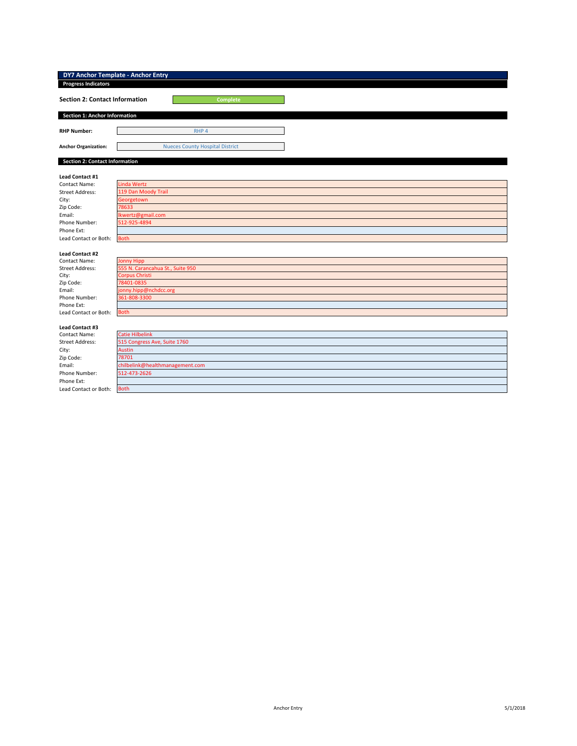# DY7 Anchor Template - Anchor Entry

**Progress Indicators**

| | |
|---|---|
| **Section 2: Contact Information** | Complete |

## Section 1: Anchor Information

| | |
|---|---|
| **RHP Number:** | RHP 4 |
| **Anchor Organization:** | Nueces County Hospital District |

## Section 2: Contact Information

**Lead Contact #1**

| | |
|---|---|
| Contact Name: | Linda Wertz |
| Street Address: | 119 Dan Moody Trail |
| City: | Georgetown |
| Zip Code: | 78633 |
| Email: | lkwertz@gmail.com |
| Phone Number: | 512-925-4894 |
| Phone Ext: | |
| Lead Contact or Both: | Both |

**Lead Contact #2**

| | |
|---|---|
| Contact Name: | Jonny Hipp |
| Street Address: | 555 N. Carancahua St., Suite 950 |
| City: | Corpus Christi |
| Zip Code: | 78401-0835 |
| Email: | jonny.hipp@nchdcc.org |
| Phone Number: | 361-808-3300 |
| Phone Ext: | |
| Lead Contact or Both: | Both |

**Lead Contact #3**

| | |
|---|---|
| Contact Name: | Catie Hilbelink |
| Street Address: | 515 Congress Ave, Suite 1760 |
| City: | Austin |
| Zip Code: | 78701 |
| Email: | chilbelink@healthmanagement.com |
| Phone Number: | 512-473-2626 |
| Phone Ext: | |
| Lead Contact or Both: | Both |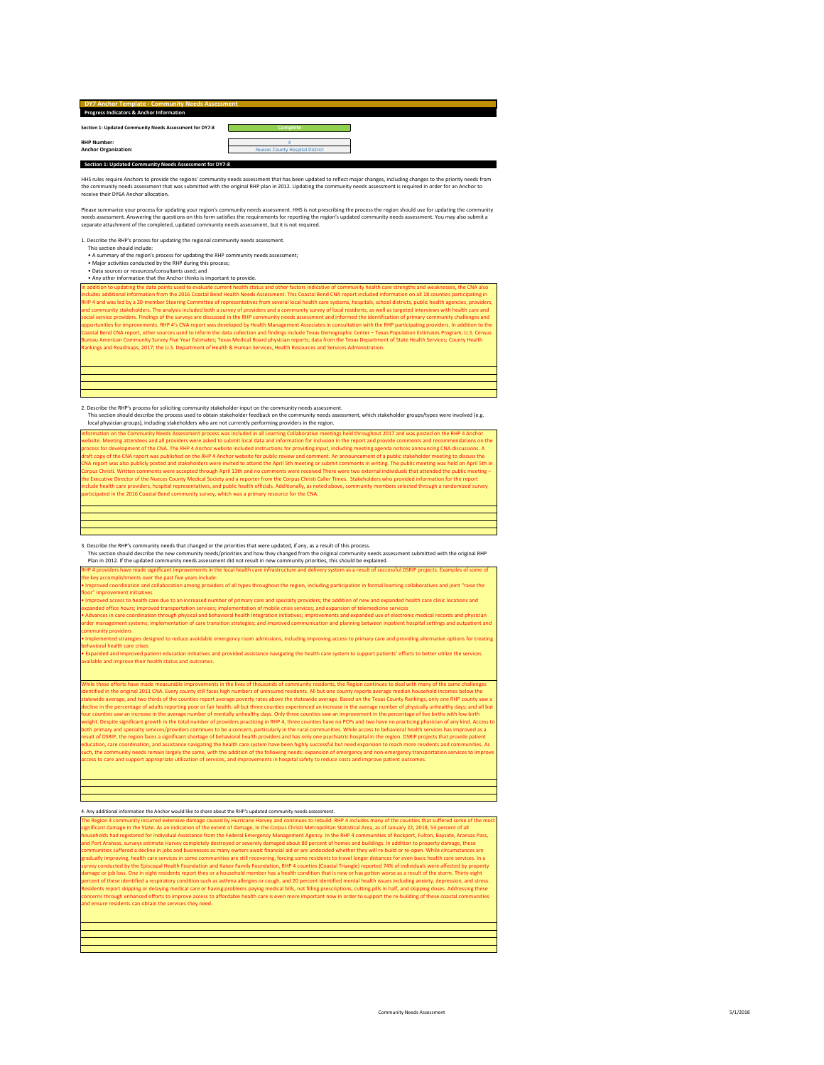## DY7 Anchor Template - Community Needs Assessment

**Progress Indicators & Anchor Information**

| | |
|---|---|
| **Section 1: Updated Community Needs Assessment for DY7-8** | Complete |
| **RHP Number:** | 4 |
| **Anchor Organization:** | Nueces County Hospital District |

### Section 1: Updated Community Needs Assessment for DY7-8

HHS rules require Anchors to provide the regions' community needs assessment that has been updated to reflect major changes, including changes to the priority needs from the community needs assessment that was submitted with the original RHP plan in 2012. Updating the community needs assessment is required in order for an Anchor to receive their DY6A Anchor allocation.

Please summarize your process for updating your region's community needs assessment. HHS is not prescribing the process the region should use for updating the community needs assessment. Answering the questions on this form satisfies the requirements for reporting the region's updated community needs assessment. You may also submit a separate attachment of the completed, updated community needs assessment, but it is not required.

1. Describe the RHP's process for updating the regional community needs assessment.
This section should include:
- A summary of the region's process for updating the RHP community needs assessment;
- Major activities conducted by the RHP during this process;
- Data sources or resources/consultants used; and
- Any other information that the Anchor thinks is important to provide.

In addition to updating the data points used to evaluate current health status and other factors indicative of community health care strengths and weaknesses, the CNA also includes additional information from the 2016 Coastal Bend Health Needs Assessment. This Coastal Bend CNA report included information on all 18 counties participating in RHP 4 and was led by a 20-member Steering Committee of representatives from several local health care systems, hospitals, school districts, public health agencies, providers, and community stakeholders. The analysis included both a survey of providers and a community survey of local residents, as well as targeted interviews with health care and social service providers. Findings of the surveys are discussed in the RHP community needs assessment and informed the identification of primary community challenges and opportunities for improvements. RHP 4's CNA report was developed by Health Management Associates in consultation with the RHP participating providers. In addition to the Coastal Bend CNA report, other sources used to inform the data collection and findings include Texas Demographic Center – Texas Population Estimates Program; U.S. Census Bureau American Community Survey Five Year Estimates; Texas Medical Board physician reports; data from the Texas Department of State Health Services; County Health Rankings and Roadmaps, 2017; the U.S. Department of Health & Human Services, Health Resources and Services Administration.

2. Describe the RHP's process for soliciting community stakeholder input on the community needs assessment.
This section should describe the process used to obtain stakeholder feedback on the community needs assessment, which stakeholder groups/types were involved (e.g. local physician groups), including stakeholders who are not currently performing providers in the region.

Information on the Community Needs Assessment process was included in all Learning Collaborative meetings held throughout 2017 and was posted on the RHP 4 Anchor website. Meeting attendees and all providers were asked to submit local data and information for inclusion in the report and provide comments and recommendations on the process for development of the CNA. The RHP 4 Anchor website included instructions for providing input, including meeting agenda notices announcing CNA discussions. A draft copy of the CNA report was published on the RHP 4 Anchor website for public review and comment. An announcement of a public stakeholder meeting to discuss the CNA report was also publicly posted and stakeholders were invited to attend the April 5th meeting or submit comments in writing. The public meeting was held on April 5th in Corpus Christi. Written comments were accepted through April 13th and no comments were received There were two external individuals that attended the public meeting – the Executive Director of the Nueces County Medical Society and a reporter from the Corpus Christi Caller Times. Stakeholders who provided information for the report include health care providers, hospital representatives, and public health officials. Additionally, as noted above, community members selected through a randomized survey participated in the 2016 Coastal Bend community survey, which was a primary resource for the CNA.

3. Describe the RHP's community needs that changed or the priorities that were updated, if any, as a result of this process.
This section should describe the new community needs/priorities and how they changed from the original community needs assessment submitted with the original RHP Plan in 2012. If the updated community needs assessment did not result in new community priorities, this should be explained.

RHP 4 providers have made significant improvements in the local health care infrastructure and delivery system as a result of successful DSRIP projects. Examples of some of the key accomplishments over the past five years include:

- Improved coordination and collaboration among providers of all types throughout the region, including participation in formal learning collaboratives and joint "raise the floor" improvement initiatives
- Improved access to health care due to an increased number of primary care and specialty providers; the addition of new and expanded health care clinic locations and expanded office hours; improved transportation services; implementation of mobile crisis services; and expansion of telemedicine services
- Advances in care coordination through physical and behavioral health integration initiatives; improvements and expanded use of electronic medical records and physician order management systems; implementation of care transition strategies; and improved communication and planning between inpatient hospital settings and outpatient and community providers
- Implemented strategies designed to reduce avoidable emergency room admissions, including improving access to primary care and providing alternative options for treating behavioral health care crises
- Expanded and improved patient education initiatives and provided assistance navigating the health care system to support patients' efforts to better utilize the services available and improve their health status and outcomes.

While these efforts have made measurable improvements in the lives of thousands of community residents, the Region continues to deal with many of the same challenges identified in the original 2011 CNA. Every county still faces high numbers of uninsured residents. All but one county reports average median household incomes below the statewide average, and two thirds of the counties report average poverty rates above the statewide average. Based on the Texas County Rankings, only one RHP county saw a decline in the percentage of adults reporting poor or fair health; all but three counties experienced an increase in the average number of physically unhealthy days; and all but four counties saw an increase in the average number of mentally unhealthy days. Only three counties saw an improvement in the percentage of live births with low birth weight. Despite significant growth in the total number of providers practicing in RHP 4, three counties have no PCPs and two have no practicing physician of any kind. Access to both primary and specialty services/providers continues to be a concern, particularly in the rural communities. While access to behavioral health services has improved as a result of DSRIP, the region faces a significant shortage of behavioral health providers and has only one psychiatric hospital in the region. DSRIP projects that provide patient education, care coordination, and assistance navigating the health care system have been highly successful but need expansion to reach more residents and communities. As such, the community needs remain largely the same, with the addition of the following needs: expansion of emergency and non-emergency transportation services to improve access to care and support appropriate utilization of services, and improvements in hospital safety to reduce costs and improve patient outcomes.

4. Any additional information the Anchor would like to share about the RHP's updated community needs assessment.

The Region 4 community incurred extensive damage caused by Hurricane Harvey and continues to rebuild. RHP 4 includes many of the counties that suffered some of the most significant damage in the State. As an indication of the extent of damage, in the Corpus Christi Metropolitan Statistical Area, as of January 22, 2018, 53 percent of all households had registered for Individual Assistance from the Federal Emergency Management Agency. In the RHP 4 communities of Rockport, Fulton, Bayside, Aransas Pass, and Port Aransas, surveys estimate Harvey completely destroyed or severely damaged about 80 percent of homes and buildings. In addition to property damage, these communities suffered a decline in jobs and businesses as many owners await financial aid or are undecided whether they will re-build or re-open. While circumstances are gradually improving, health care services in some communities are still recovering, forcing some residents to travel longer distances for even basic health care services. In a survey conducted by the Episcopal Health Foundation and Kaiser Family Foundation, RHP 4 counties (Coastal Triangle) reported 74% of individuals were affected by property damage or job loss. One in eight residents report they or a household member has a health condition that is new or has gotten worse as a result of the storm. Thirty-eight percent of these identified a respiratory condition such as asthma allergies or cough, and 20 percent identified mental health issues including anxiety, depression, and stress. Residents report skipping or delaying medical care or having problems paying medical bills, not filling prescriptions, cutting pills in half, and skipping doses. Addressing these concerns through enhanced efforts to improve access to affordable health care is even more important now in order to support the re-building of these coastal communities and ensure residents can obtain the services they need.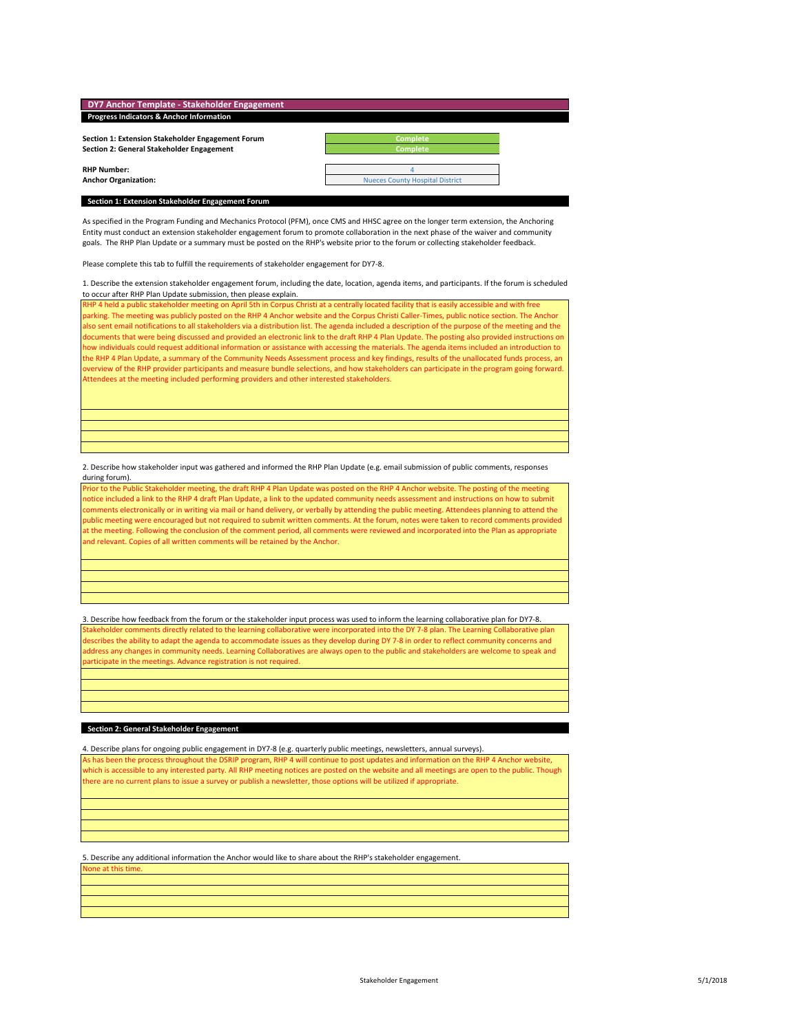## DY7 Anchor Template - Stakeholder Engagement

### Progress Indicators & Anchor Information

| | |
|---|---|
| **Section 1: Extension Stakeholder Engagement Forum** | Complete |
| **Section 2: General Stakeholder Engagement** | Complete |

| | |
|---|---|
| **RHP Number:** | 4 |
| **Anchor Organization:** | Nueces County Hospital District |

### Section 1: Extension Stakeholder Engagement Forum

As specified in the Program Funding and Mechanics Protocol (PFM), once CMS and HHSC agree on the longer term extension, the Anchoring Entity must conduct an extension stakeholder engagement forum to promote collaboration in the next phase of the waiver and community goals. The RHP Plan Update or a summary must be posted on the RHP's website prior to the forum or collecting stakeholder feedback.

Please complete this tab to fulfill the requirements of stakeholder engagement for DY7-8.

1. Describe the extension stakeholder engagement forum, including the date, location, agenda items, and participants. If the forum is scheduled to occur after RHP Plan Update submission, then please explain.

RHP 4 held a public stakeholder meeting on April 5th in Corpus Christi at a centrally located facility that is easily accessible and with free parking. The meeting was publicly posted on the RHP 4 Anchor website and the Corpus Christi Caller-Times, public notice section. The Anchor also sent email notifications to all stakeholders via a distribution list. The agenda included a description of the purpose of the meeting and the documents that were being discussed and provided an electronic link to the draft RHP 4 Plan Update. The posting also provided instructions on how individuals could request additional information or assistance with accessing the materials. The agenda items included an introduction to the RHP 4 Plan Update, a summary of the Community Needs Assessment process and key findings, results of the unallocated funds process, an overview of the RHP provider participants and measure bundle selections, and how stakeholders can participate in the program going forward. Attendees at the meeting included performing providers and other interested stakeholders.

2. Describe how stakeholder input was gathered and informed the RHP Plan Update (e.g. email submission of public comments, responses during forum).

Prior to the Public Stakeholder meeting, the draft RHP 4 Plan Update was posted on the RHP 4 Anchor website. The posting of the meeting notice included a link to the RHP 4 draft Plan Update, a link to the updated community needs assessment and instructions on how to submit comments electronically or in writing via mail or hand delivery, or verbally by attending the public meeting. Attendees planning to attend the public meeting were encouraged but not required to submit written comments. At the forum, notes were taken to record comments provided at the meeting. Following the conclusion of the comment period, all comments were reviewed and incorporated into the Plan as appropriate and relevant. Copies of all written comments will be retained by the Anchor.

3. Describe how feedback from the forum or the stakeholder input process was used to inform the learning collaborative plan for DY7-8.

Stakeholder comments directly related to the learning collaborative were incorporated into the DY 7-8 plan. The Learning Collaborative plan describes the ability to adapt the agenda to accommodate issues as they develop during DY 7-8 in order to reflect community concerns and address any changes in community needs. Learning Collaboratives are always open to the public and stakeholders are welcome to speak and participate in the meetings. Advance registration is not required.

### Section 2: General Stakeholder Engagement

4. Describe plans for ongoing public engagement in DY7-8 (e.g. quarterly public meetings, newsletters, annual surveys).

As has been the process throughout the DSRIP program, RHP 4 will continue to post updates and information on the RHP 4 Anchor website, which is accessible to any interested party. All RHP meeting notices are posted on the website and all meetings are open to the public. Though there are no current plans to issue a survey or publish a newsletter, those options will be utilized if appropriate.

5. Describe any additional information the Anchor would like to share about the RHP's stakeholder engagement.

None at this time.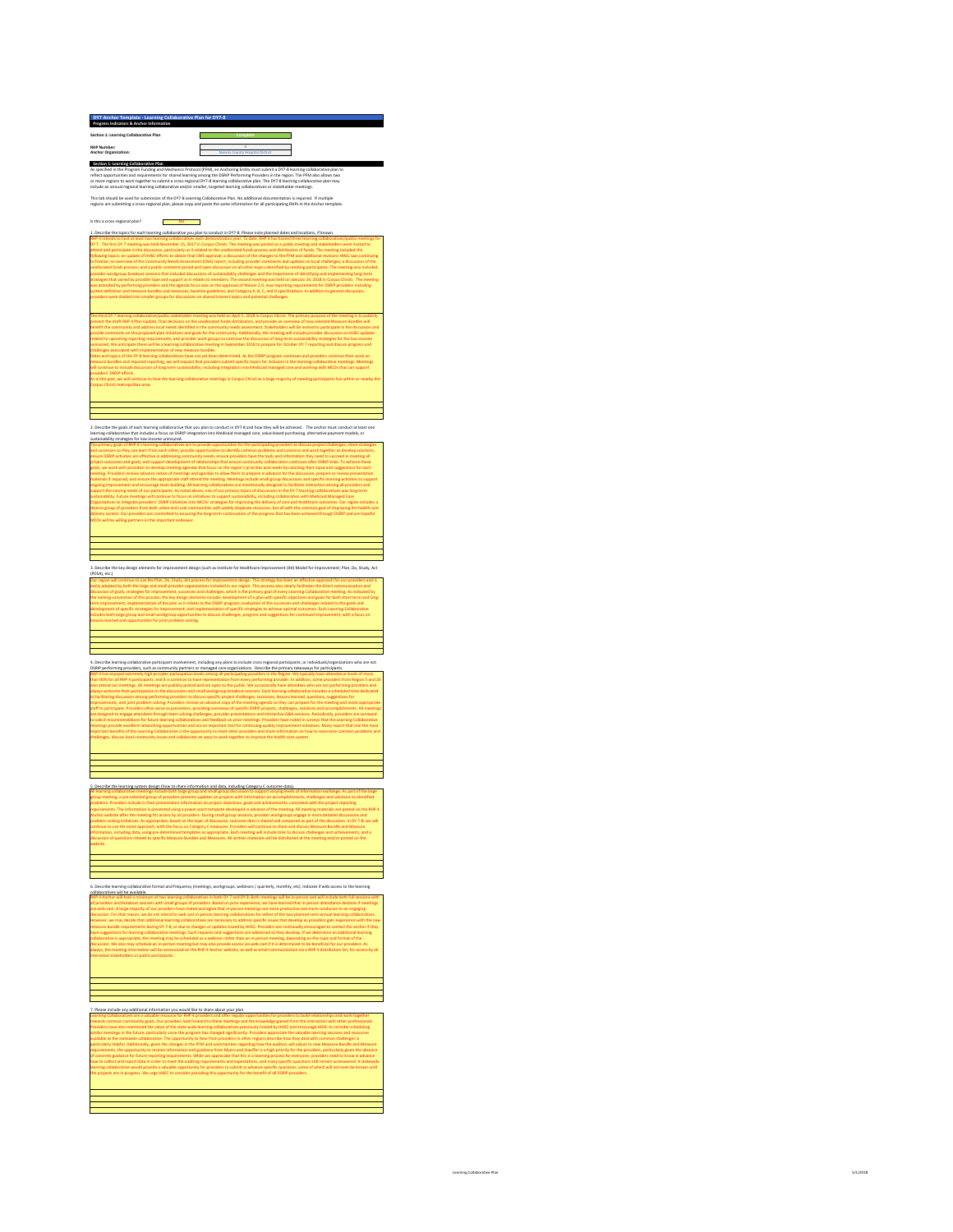**DY7 Anchor Template - Learning Collaborative Plan for DY7-8**
**Progress Indicators & Anchor Information**

| Section 1: Learning Collaborative Plan | Complete |
|---|---|
| RHP Number: | 4 |
| Anchor Organization: | Nueces County Hospital District |

## Section 1: Learning Collaborative Plan

As specified in the Program Funding and Mechanics Protocol (PFM), an Anchoring Entity must submit a DY7-8 learning collaborative plan to reflect opportunities and requirements for shared learning among the DSRIP Performing Providers in the region. The PFM also allows two or more regions to work together to submit a cross-regional DY7-8 learning collaborative plan. The DY7-8 learning collaborative plan may include an annual regional learning collaborative and/or smaller, targeted learning collaboratives or stakeholder meetings.

This tab should be used for submission of the DY7-8 Learning Collaborative Plan. No additional documentation is required. If multiple regions are submitting a cross-regional plan, please copy and paste the same information for all participating RHPs in the Anchor template.

Is this a cross-regional plan? **No**

**1. Describe the topics for each learning collaborative you plan to conduct in DY7-8. Please note planned dates and locations, if known.**

RHP 4 intends to host at least two learning collaboratives each demonstration year. To date, RHP 4 has hosted three learning collaborative/public meetings for DY 7. The first DY 7 meeting was held November 15, 2017 in Corpus Christi. The meeting was posted as a public meeting and stakeholders were invited to attend and participate in the discussion, particularly as it related to the unallocated funds process and distribution of funds. The meeting included the following topics: an update of HHSC efforts to obtain final CMS approval; a discussion of the changes to the PFM and additional revisions HHSC was continuing to finalize; an overview of the Community Needs Assessment (CNA) report, including provider comments and updates on local challenges; a discussion of the unallocated funds process; and a public comment period and open discussion on all other topics identified by meeting participants. The meeting also included provider workgroup breakout sessions that included discussions of sustainability challenges and the importance of identifying and implementing long-term strategies that varied by provider type and support as it relates to members. The second meeting was held on January 24, 2018 in Corpus Christi. The meeting was attended by performing providers and the agenda focus was on the approval of Waiver 2.0, new reporting requirements for DSRIP providers including system definition and measure bundles and measures, baseline guidelines, and Category A, B, C, and D specifications. In addition to general discussion, providers were divided into smaller groups for discussions on shared interest topics and potential challenges.

The third DY 7 learning collaborative/public stakeholder meeting was held on April 5, 2018 in Corpus Christi. The primary purpose of the meeting is to publicly present the draft RHP 4 Plan Update, final decisions on the unallocated funds distribution, and provide an overview of how selected Measure Bundles will benefit the community and address local needs identified in the community needs assessment. Stakeholders will be invited to participate in the discussion and provide comments on the proposed plan initiatives and goals for the community. Additionally, the meeting will include provider discussion on HHSC updates related to upcoming reporting requirements, and provider work groups to continue the discussion of long term sustainability strategies for the low-income uninsured. We anticipate there will be a learning collaborative meeting in September 2018 to prepare for October DY 7 reporting and discuss progress and challenges associated with implementation of new measure bundles.
Dates and topics of the DY 8 learning collaboratives have not yet been determined. As the DSRIP program continues and providers continue their work on measure bundles and required reporting, we will request that providers submit specific topics for inclusion in the learning collaborative meetings. Meetings will continue to include discussion of long term sustainability, including integration into Medicaid managed care and working with MCOs that can support providers' DSRIP efforts.
As in the past, we will continue to host the learning collaborative meetings in Corpus Christi as a large majority of meeting participants live within or nearby the Corpus Christi metropolitan area.

**2. Describe the goals of each learning collaborative that you plan to conduct in DY7-8 and how they will be achieved. The anchor must conduct at least one learning collaborative that includes a focus on DSRIP integration into Medicaid managed care, value-based purchasing, alternative payment models, or sustainability strategies for low-income uninsured.**

The primary goals of RHP 4 Learning Collaboratives are to provide opportunities for the participating providers to discuss project challenges; share strategies and successes so they can learn from each other; provide opportunities to identify common problems and concerns and work together to develop solutions; ensure DSRIP activities are effective in addressing community needs; ensure providers have the tools and information they need to succeed in meeting all project outcomes and goals; and support development of relationships that ensure community collaboration continues after DSRIP ends. To achieve these goals, we work with providers to develop meeting agendas that focus on the region's priorities and needs by soliciting their input and suggestions for each meeting. Providers receive advance notice of meetings and agendas to allow them to prepare in advance for the discussion, prepare or review presentation materials if required, and ensure the appropriate staff attend the meeting. Meetings include small group discussions and specific learning activities to support ongoing improvement and encourage team building. All learning collaboratives are intentionally designed to facilitate interaction among all providers and support the varying needs of our participants. As noted above, one of our primary topics of discussions in the DY 7 learning collaboratives was long term sustainability. Future meetings will continue to focus on initiatives to support sustainability, including collaboration with Medicaid Managed Care Organizations to integrate providers' DSRIP initiatives into MCOs' strategies for improving the delivery of care and healthcare outcomes. Our region includes a diverse group of providers from both urban and rural communities with widely disparate resources, but all with the common goal of improving the health care delivery system. Our providers are committed to ensuring the long-term continuation of the progress that has been achieved through DSRIP and are hopeful MCOs will be willing partners in this important endeavor.

**3. Describe the key design elements for improvement design (such as Institute for Healthcare Improvement (IHI) Model for Improvement; Plan, Do, Study, Act (PDSA), etc.)**

Our region will continue to use the Plan, Do, Study, Act process for improvement design. This strategy has been an effective approach for our providers and is easily adopted by both the large and small provider organizations included in our region. This process also clearly facilitates the direct communication and discussion of goals, strategies for improvement, successes and challenges, which is the primary goal of every Learning Collaborative meeting. As indicated by the naming convention of this process, the key design elements include: development of a plan with specific objectives and goals for both short term and long-term improvement; implementation of the plan as it relates to the DSRIP program; evaluation of the successes and challenges related to the goals and development of specific strategies for improvement; and implementation of specific strategies to achieve optimal outcomes. Each Learning Collaborative includes both large group and small workgroup opportunities to discuss challenges, progress and suggestions for continued improvement, with a focus on lessons learned and opportunities for joint problem solving.

**4. Describe learning collaborative participant involvement, including any plans to include cross regional participants, or individuals/organizations who are not DSRIP performing providers, such as community partners or managed care organizations. Describe the primary takeaways for participants.**

RHP 4 has enjoyed extremely high provider participation levels among all participating providers in the region. We typically have attendance levels of more than 90% for all RHP 4 participants, and it is common to have representation from every performing provider. In addition, some providers from Region 5 and 20 also attend our meetings. All meetings are publicly posted and are open to the public. We occasionally have attendees who are not performing providers and always welcome their participation in the discussions and small workgroup breakout sessions. Each learning collaborative includes a scheduled time dedicated to facilitating discussion among performing providers to discuss specific project challenges, successes, lessons learned, questions, suggestions for improvements, and joint problem solving. Providers receive an advance copy of the meeting agenda so they can prepare for the meeting and invite appropriate staff to participate. Providers often serve as presenters, providing overviews of specific DSRIP projects, challenges, solutions and accomplishments. All meetings are designed to engage attendees through team-solving challenges, provider presentations and interactive Q&A sessions. Periodically, providers are surveyed to solicit recommendations for future learning collaboratives and feedback on prior meetings. Providers have noted in surveys that the Learning Collaborative meetings provide excellent networking opportunities and are an important tool for continuing quality improvement initiatives. Many report that one the most important benefits of the Learning Collaborative is the opportunity to meet other providers and share information on how to overcome common problems and challenges, discuss local community issues and collaborate on ways to work together to improve the health care system.

**5. Describe the learning system design (how to share information and data, including Category C outcome data).**

All learning collaborative meetings include both large group and small group discussion to support varying levels of information exchange. As part of the large group meeting, a pre-selected group of providers presents updates on projects with information on accomplishments, challenges and solutions to identified problems. Providers include in their presentation information on project objectives, goals and achievements, consistent with the project reporting requirements. The information is presented using a power point template developed in advance of the meeting. All meeting materials are posted on the RHP 4 Anchor website after the meeting for access by all providers. During small group sessions, provider workgroups engage in more detailed discussions and problem-solving initiatives. As appropriate, based on the topic of discussion, outcome data is shared and compared as part of the discussion. In DY 7-8, we will continue to use the same approach, with the focus on Category C measures. Providers will continue to share and discuss Measure Bundle and Measure information, including data, using pre-determined templates as appropriate. Each meeting will include time to discuss challenges and achievements, and a discussion of questions related to specific Measure Bundles and Measures. All written materials will be distributed at the meeting and/or posted on the website.

**6. Describe learning collaborative format and frequency (meetings, workgroups, webinars / quarterly, monthly, etc). Indicate if web access to the learning collaboratives will be available.**

RHP 4 Anchor will hold a minimum of two learning collaboratives in both DY 7 and DY 8. Both meetings will be in-person and will include both full sessions with all providers and breakout sessions with small groups of providers. Based on prior experience, we have learned that in-person attendance declines if meetings are web-cast. A large majority of our providers have stated and agree that in-person meetings are more productive and more conducive to an engaging discussion. For that reason, we do not intend to web-cast in-person learning collaboratives for either of the two planned semi-annual learning collaboratives. However, we may decide that additional learning collaboratives are necessary to address specific issues that develop as providers gain experience with the new measure bundle requirements during DY 7-8, or due to changes or updates issued by HHSC. Providers are continually encouraged to contact the anchor if they have suggestions for learning collaborative meetings. Such requests and suggestions are addressed as they develop. If we determine an additional learning collaborative is appropriate, the meeting may be scheduled as a webinar rather than an in-person meeting, depending on the topic and format of the discussion. We also may schedule an in-person meeting but may also provide access via web-cast if it is determined to be beneficial for our providers. As always, the meeting information will be announced on the RHP 4 Anchor website, as well as email communication via a RHP 4 distribution list, for access by all interested stakeholders or public participants.

**7. Please include any additional information you would like to share about your plan.**

Learning Collaboratives are a valuable resource for RHP 4 providers and offer regular opportunities for providers to build relationships and work together towards common community goals. Our providers look forward to these meetings and the knowledge gained from the interaction with other professionals. Providers have also mentioned the value of the state-wide learning collaboratives previously hosted by HHSC and encourage HHSC to consider scheduling similar meetings in the future, particularly since the program has changed significantly. Providers appreciate the valuable learning sessions and resources available at the statewide collaborative. The opportunity to hear from providers in other regions describe how they deal with common challenges is particularly helpful. Additionally, given the changes in the PFM and uncertainties regarding how the auditors will adjust to new Measure Bundle and Measure requirements, the opportunity to receive information and guidance from Myers and Stauffer is a high priority for the providers, particularly given the absence of concrete guidance for future reporting requirements. While we appreciate that this is a learning process for everyone, providers need to know, in advance how to collect and report data in order to meet the auditing requirements and expectations, and many specific questions still remain unanswered. A statewide learning collaborative would provide a valuable opportunity for providers to submit in advance specific questions, some of which will not even be known until the projects are in progress. We urge HHSC to consider providing this opportunity for the benefit of all DSRIP providers.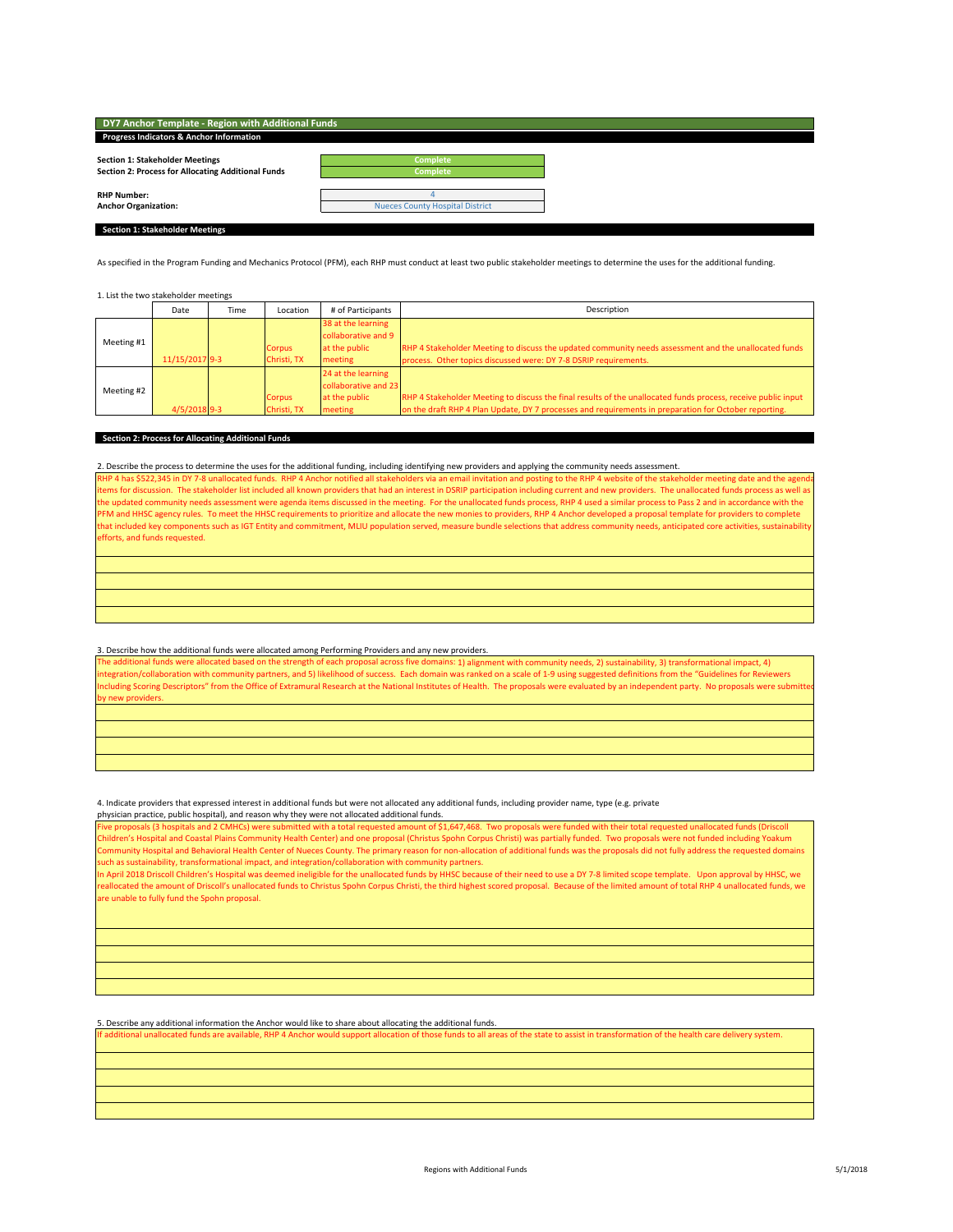## DY7 Anchor Template - Region with Additional Funds

### Progress Indicators & Anchor Information

| | |
|---|---|
| **Section 1: Stakeholder Meetings** | Complete |
| **Section 2: Process for Allocating Additional Funds** | Complete |

| | |
|---|---|
| **RHP Number:** | 4 |
| **Anchor Organization:** | Nueces County Hospital District |

### Section 1: Stakeholder Meetings

As specified in the Program Funding and Mechanics Protocol (PFM), each RHP must conduct at least two public stakeholder meetings to determine the uses for the additional funding.

1. List the two stakeholder meetings

| | Date | Time | Location | # of Participants | Description |
|---|---|---|---|---|---|
| Meeting #1 | 11/15/2017 | 9-3 | Corpus Christi, TX | 38 at the learning collaborative and 9 at the public meeting | RHP 4 Stakeholder Meeting to discuss the updated community needs assessment and the unallocated funds process. Other topics discussed were: DY 7-8 DSRIP requirements. |
| Meeting #2 | 4/5/2018 | 9-3 | Corpus Christi, TX | 24 at the learning collaborative and 23 at the public meeting | RHP 4 Stakeholder Meeting to discuss the final results of the unallocated funds process, receive public input on the draft RHP 4 Plan Update, DY 7 processes and requirements in preparation for October reporting. |

### Section 2: Process for Allocating Additional Funds

2. Describe the process to determine the uses for the additional funding, including identifying new providers and applying the community needs assessment.

RHP 4 has $522,345 in DY 7-8 unallocated funds. RHP 4 Anchor notified all stakeholders via an email invitation and posting to the RHP 4 website of the stakeholder meeting date and the agenda items for discussion. The stakeholder list included all known providers that had an interest in DSRIP participation including current and new providers. The unallocated funds process as well as the updated community needs assessment were agenda items discussed in the meeting. For the unallocated funds process, RHP 4 used a similar process to Pass 2 and in accordance with the PFM and HHSC agency rules. To meet the HHSC requirements to prioritize and allocate the new monies to providers, RHP 4 Anchor developed a proposal template for providers to complete that included key components such as IGT Entity and commitment, MLIU population served, measure bundle selections that address community needs, anticipated core activities, sustainability efforts, and funds requested.

3. Describe how the additional funds were allocated among Performing Providers and any new providers.

The additional funds were allocated based on the strength of each proposal across five domains: 1) alignment with community needs, 2) sustainability, 3) transformational impact, 4) integration/collaboration with community partners, and 5) likelihood of success. Each domain was ranked on a scale of 1-9 using suggested definitions from the "Guidelines for Reviewers Including Scoring Descriptors" from the Office of Extramural Research at the National Institutes of Health. The proposals were evaluated by an independent party. No proposals were submitted by new providers.

4. Indicate providers that expressed interest in additional funds but were not allocated any additional funds, including provider name, type (e.g. private physician practice, public hospital), and reason why they were not allocated additional funds.

Five proposals (3 hospitals and 2 CMHCs) were submitted with a total requested amount of $1,647,468. Two proposals were funded with their total requested unallocated funds (Driscoll Children's Hospital and Coastal Plains Community Health Center) and one proposal (Christus Spohn Corpus Christi) was partially funded. Two proposals were not funded including Yoakum Community Hospital and Behavioral Health Center of Nueces County. The primary reason for non-allocation of additional funds was the proposals did not fully address the requested domains such as sustainability, transformational impact, and integration/collaboration with community partners.

In April 2018 Driscoll Children's Hospital was deemed ineligible for the unallocated funds by HHSC because of their need to use a DY 7-8 limited scope template. Upon approval by HHSC, we reallocated the amount of Driscoll's unallocated funds to Christus Spohn Corpus Christi, the third highest scored proposal. Because of the limited amount of total RHP 4 unallocated funds, we are unable to fully fund the Spohn proposal.

5. Describe any additional information the Anchor would like to share about allocating the additional funds.

If additional unallocated funds are available, RHP 4 Anchor would support allocation of those funds to all areas of the state to assist in transformation of the health care delivery system.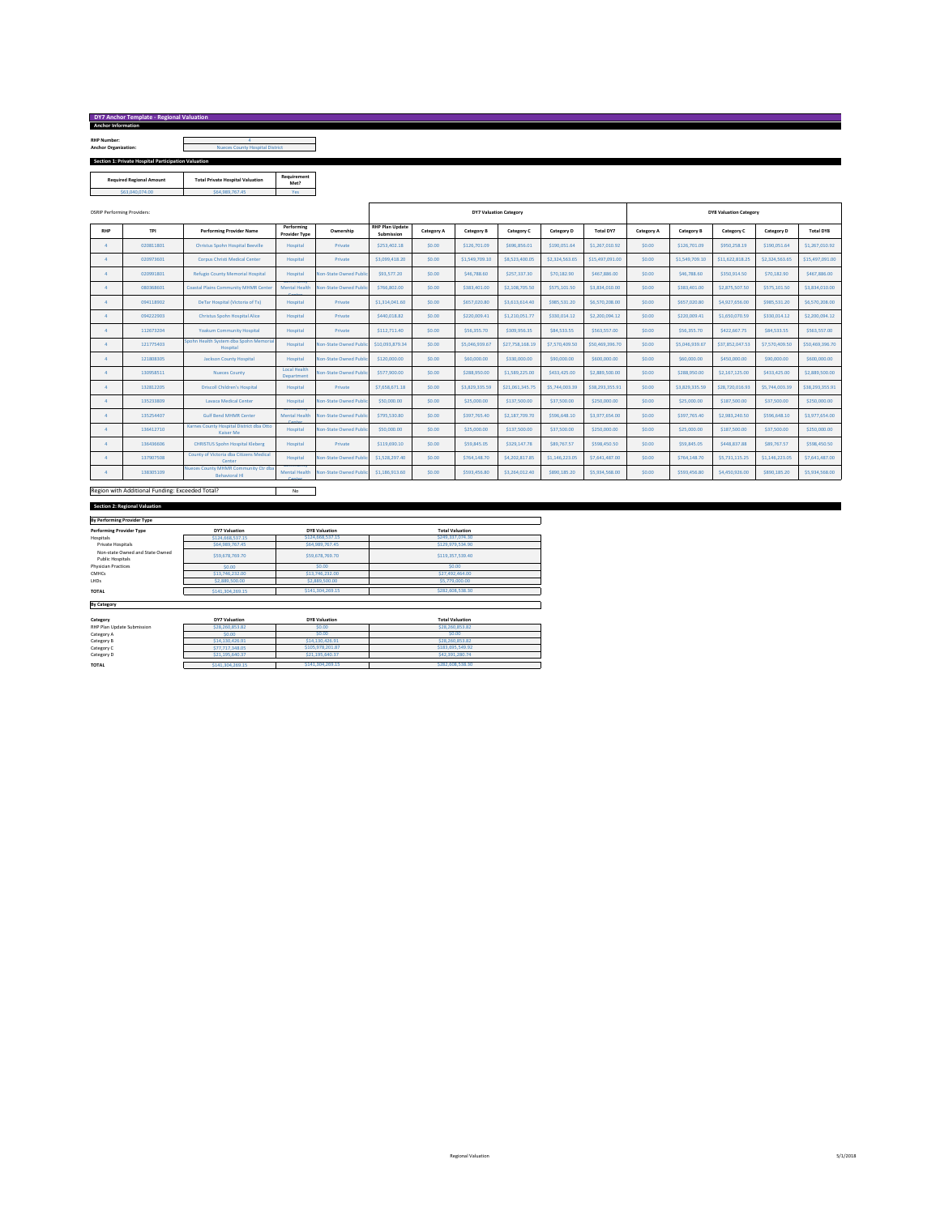## DY7 Anchor Template - Regional Valuation

**Anchor Information**

| | |
|---|---|
| **RHP Number:** | 4 |
| **Anchor Organization:** | Nueces County Hospital District |

**Section 1: Private Hospital Participation Valuation**

| Required Regional Amount | Total Private Hospital Valuation | Requirement Met? |
|---|---|---|
| $63,040,074.00 | $64,989,767.45 | Yes |

DSRIP Performing Providers:

| | | | | | DY7 Valuation Category | | | | | | DY8 Valuation Category | | | | |
|---|---|---|---|---|---|---|---|---|---|---|---|---|---|---|---|
| RHP | TPI | Performing Provider Name | Performing Provider Type | Ownership | RHP Plan Update Submission | Category A | Category B | Category C | Category D | Total DY7 | Category A | Category B | Category C | Category D | Total DY8 |
| 4 | 020811801 | Christus Spohn Hospital Beeville | Hospital | Private | $253,402.18 | $0.00 | $126,701.09 | $696,856.01 | $190,051.64 | $1,267,010.92 | $0.00 | $126,701.09 | $950,258.19 | $190,051.64 | $1,267,010.92 |
| 4 | 020973601 | Corpus Christi Medical Center | Hospital | Private | $3,099,418.20 | $0.00 | $1,549,709.10 | $8,523,400.05 | $2,324,563.65 | $15,497,091.00 | $0.00 | $1,549,709.10 | $11,622,818.25 | $2,324,563.65 | $15,497,091.00 |
| 4 | 020991801 | Refugio County Memorial Hospital | Hospital | Non-State Owned Public | $93,577.20 | $0.00 | $46,788.60 | $257,337.30 | $70,182.90 | $467,886.00 | $0.00 | $46,788.60 | $350,914.50 | $70,182.90 | $467,886.00 |
| 4 | 080368601 | Coastal Plains Community MHMR Center | Mental Health Center | Non-State Owned Public | $766,802.00 | $0.00 | $383,401.00 | $2,108,705.50 | $575,101.50 | $3,834,010.00 | $0.00 | $383,401.00 | $2,875,507.50 | $575,101.50 | $3,834,010.00 |
| 4 | 094118902 | DeTar Hospital (Victoria of Tx) | Hospital | Private | $1,314,041.60 | $0.00 | $657,020.80 | $3,613,614.40 | $985,531.20 | $6,570,208.00 | $0.00 | $657,020.80 | $4,927,656.00 | $985,531.20 | $6,570,208.00 |
| 4 | 094222902 | Christus Spohn Hospital Alice | Hospital | Private | $440,018.82 | $0.00 | $220,009.41 | $1,210,051.77 | $330,014.12 | $2,200,094.12 | $0.00 | $220,009.41 | $1,650,070.59 | $330,014.12 | $2,200,094.12 |
| 4 | 112673204 | Yoakum Community Hospital | Hospital | Private | $112,711.40 | $0.00 | $56,355.70 | $309,956.35 | $84,533.55 | $563,557.00 | $0.00 | $56,355.70 | $422,667.75 | $84,533.55 | $563,557.00 |
| 4 | 121775403 | Spohn Health System dba Spohn Memorial Hospital | Hospital | Non-State Owned Public | $10,093,879.34 | $0.00 | $5,046,939.67 | $27,758,168.19 | $7,570,409.50 | $50,469,396.70 | $0.00 | $5,046,939.67 | $37,852,047.53 | $7,570,409.50 | $50,469,396.70 |
| 4 | 121808305 | Jackson County Hospital | Hospital | Non-State Owned Public | $120,000.00 | $0.00 | $60,000.00 | $330,000.00 | $90,000.00 | $600,000.00 | $0.00 | $60,000.00 | $450,000.00 | $90,000.00 | $600,000.00 |
| 4 | 130958511 | Nueces County | Local Health Department | Non-State Owned Public | $577,900.00 | $0.00 | $288,950.00 | $1,589,225.00 | $433,425.00 | $2,889,500.00 | $0.00 | $288,950.00 | $2,167,125.00 | $433,425.00 | $2,889,500.00 |
| 4 | 132812205 | Driscoll Children's Hospital | Hospital | Private | $7,658,671.18 | $0.00 | $3,829,335.59 | $21,061,345.75 | $5,744,003.39 | $38,293,355.91 | $0.00 | $3,829,335.59 | $28,720,016.93 | $5,744,003.39 | $38,293,355.91 |
| 4 | 135233809 | Lavaca Medical Center | Hospital | Non-State Owned Public | $50,000.00 | $0.00 | $25,000.00 | $137,500.00 | $37,500.00 | $250,000.00 | $0.00 | $25,000.00 | $187,500.00 | $37,500.00 | $250,000.00 |
| 4 | 135254407 | Gulf Bend MHMR Center | Mental Health Center | Non-State Owned Public | $795,530.80 | $0.00 | $397,765.40 | $2,187,709.70 | $596,648.10 | $3,977,654.00 | $0.00 | $397,765.40 | $2,983,240.50 | $596,648.10 | $3,977,654.00 |
| 4 | 136412710 | Karnes County Hospital District dba Otto Kaiser Me | Hospital | Non-State Owned Public | $50,000.00 | $0.00 | $25,000.00 | $137,500.00 | $37,500.00 | $250,000.00 | $0.00 | $25,000.00 | $187,500.00 | $37,500.00 | $250,000.00 |
| 4 | 136436606 | CHRISTUS Spohn Hospital Kleberg | Hospital | Private | $119,690.10 | $0.00 | $59,845.05 | $329,147.78 | $89,767.57 | $598,450.50 | $0.00 | $59,845.05 | $448,837.88 | $89,767.57 | $598,450.50 |
| 4 | 137907508 | County of Victoria dba Citizens Medical Center | Hospital | Non-State Owned Public | $1,528,297.40 | $0.00 | $764,148.70 | $4,202,817.85 | $1,146,223.05 | $7,641,487.00 | $0.00 | $764,148.70 | $5,731,115.25 | $1,146,223.05 | $7,641,487.00 |
| 4 | 138305109 | Nueces County MHMR Community Ctr dba Behavioral Hl | Mental Health Center | Non-State Owned Public | $1,186,913.60 | $0.00 | $593,456.80 | $3,264,012.40 | $890,185.20 | $5,934,568.00 | $0.00 | $593,456.80 | $4,450,926.00 | $890,185.20 | $5,934,568.00 |

Region with Additional Funding: Exceeded Total? No

**Section 2: Regional Valuation**

**By Performing Provider Type**

| Performing Provider Type | DY7 Valuation | DY8 Valuation | Total Valuation |
|---|---|---|---|
| Hospitals | $124,668,537.15 | $124,668,537.15 | $249,337,074.30 |
| Private Hospitals | $64,989,767.45 | $64,989,767.45 | $129,979,534.90 |
| Non-state Owned and State Owned Public Hospitals | $59,678,769.70 | $59,678,769.70 | $119,357,539.40 |
| Physician Practices | $0.00 | $0.00 | $0.00 |
| CMHCs | $13,746,232.00 | $13,746,232.00 | $27,492,464.00 |
| LHDs | $2,889,500.00 | $2,889,500.00 | $5,779,000.00 |
| **TOTAL** | $141,304,269.15 | $141,304,269.15 | $282,608,538.30 |

**By Category**

| Category | DY7 Valuation | DY8 Valuation | Total Valuation |
|---|---|---|---|
| RHP Plan Update Submission | $28,260,853.82 | $0.00 | $28,260,853.82 |
| Category A | $0.00 | $0.00 | $0.00 |
| Category B | $14,130,426.91 | $14,130,426.91 | $28,260,853.82 |
| Category C | $77,717,348.05 | $105,978,201.87 | $183,695,549.92 |
| Category D | $21,195,640.37 | $21,195,640.37 | $42,391,280.74 |
| **TOTAL** | $141,304,269.15 | $141,304,269.15 | $282,608,538.30 |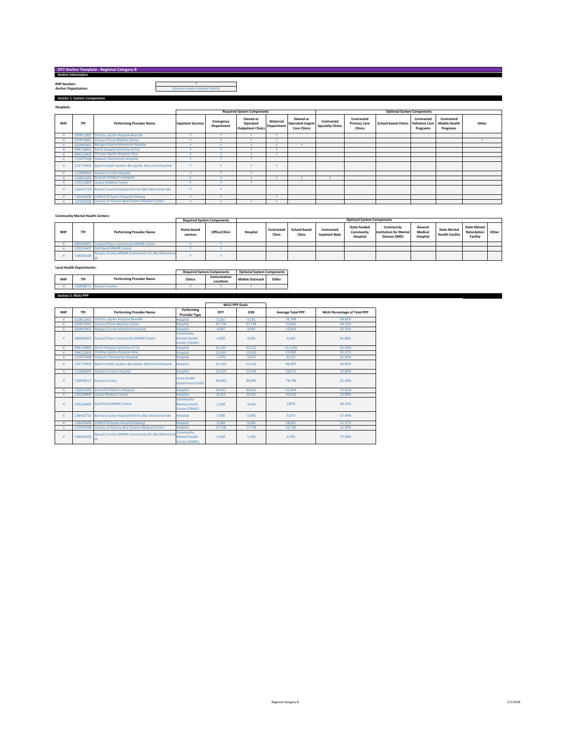# DY7 Anchor Template - Regional Category B

**Anchor Information**

**RHP Number:** 4

**Anchor Organization:** Nueces County Hospital District

## Section 1: System Components

**Hospitals:**

| RHP | TPI | Performing Provider Name | Required System Components | | | | | Optional System Components | | | | | |
|---|---|---|---|---|---|---|---|---|---|---|---|---|---|
| | | | Inpatient Services | Emergency Department | Owned or Operated Outpatient Clinics | Maternal Department | Owned or Operated Urgent Care Clinics | Contracted Specialty Clinics | Contracted Primary Care Clinics | School-based Clinics | Contracted Palliative Care Programs | Contracted Mobile Health Programs | Other |
| 4 | 020811801 | Christus Spohn Hospital Beeville | Y | Y | Y | Y | | | | | | | |
| 4 | 020973601 | Corpus Christi Medical Center | Y | Y | Y | Y | | | | | | | Y |
| 4 | 020991801 | Refugio County Memorial Hospital | Y | Y | Y | Y | Y | | | | | | |
| 4 | 094118902 | DeTar Hospital (Victoria of Tx) | Y | Y | Y | Y | | | | | | | |
| 4 | 094222903 | Christus Spohn Hospital Alice | Y | Y | Y | Y | | | | | | | |
| 4 | 112673204 | Yoakum Community Hospital | Y | Y | Y | | | | | | | | |
| 4 | 121775403 | Spohn Health System dba Spohn Memorial Hospital | Y | Y | Y | Y | | | | | | | |
| 4 | 121808305 | Jackson County Hospital | Y | Y | Y | | | | | | | | |
| 4 | 132812205 | Driscoll Children's Hospital | Y | Y | Y | Y | Y | Y | | | | | |
| 4 | 135233809 | Lavaca Medical Center | Y | Y | Y | | | | | | | | |
| 4 | 136412710 | Karnes County Hospital District dba Otto Kaiser Me | Y | Y | | | | | | | | | |
| 4 | 136436606 | CHRISTUS Spohn Hospital Kleberg | Y | Y | | Y | | | | | | | |
| 4 | 137907508 | County of Victoria dba Citizens Medical Center | Y | Y | Y | Y | | | | | | | |

**Community Mental Health Centers:**

| RHP | TPI | Performing Provider Name | Required System Components | | Optional System Components | | | | | | | | | |
|---|---|---|---|---|---|---|---|---|---|---|---|---|---|---|
| | | | Home-based services | Office/Clinic | Hospital | Contracted Clinic | School-based Clinic | Contracted Inpatient Beds | State-funded Community Hospital | Community Institution for Mental Disease (IMD) | General Medical Hospital | State Mental Health Facility | State Mental Retardation Facility | Other |
| 4 | 080368601 | Coastal Plains Community MHMR Center | Y | Y | | | | | | | | | | |
| 4 | 135254407 | Gulf Bend MHMR Center | Y | Y | | | | | | | | | | |
| 4 | 138305109 | Nueces County MHMR Community Ctr dba Behavioral HI | Y | Y | | | | | | | | | | |

**Local Health Departments:**

| RHP | TPI | Performing Provider Name | Required System Components | | Optional System Components | |
|---|---|---|---|---|---|---|
| | | | Clinics | Immunization Locations | Mobile Outreach | Other |
| 4 | 130958511 | Nueces County | Y | Y | Y | |

## Section 2: MLIU PPP

| RHP | TPI | Performing Provider Name | Performing Provider Type | MLIU PPP Goals | | Average Total PPP | MLIU Percentage of Total PPP |
|---|---|---|---|---|---|---|---|
| | | | | DY7 | DY8 | | |
| 4 | 020811801 | Christus Spohn Hospital Beeville | Hospital | 9,181 | 9,181 | 16,748 | 54.82% |
| 4 | 020973601 | Corpus Christi Medical Center | Hospital | 37,778 | 37,778 | 75,940 | 49.75% |
| 4 | 020991801 | Refugio County Memorial Hospital | Hospital | 4,097 | 4,097 | 15,943 | 25.70% |
| 4 | 080368601 | Coastal Plains Community MHMR Center | Community Mental Health Center (CMHC) | 4,995 | 4,995 | 6,100 | 81.88% |
| 4 | 094118902 | DeTar Hospital (Victoria of Tx) | Hospital | 35,122 | 35,122 | 111,356 | 31.54% |
| 4 | 094222903 | Christus Spohn Hospital Alice | Hospital | 13,910 | 13,910 | 22,362 | 62.21% |
| 4 | 112673204 | Yoakum Community Hospital | Hospital | 2,079 | 2,079 | 8,113 | 25.63% |
| 4 | 121775403 | Spohn Health System dba Spohn Memorial Hospital | Hospital | 52,103 | 52,103 | 94,997 | 54.85% |
| 4 | 121808305 | Jackson County Hospital | Hospital | 13,554 | 13,554 | 38,072 | 35.60% |
| 4 | 130958511 | Nueces County | Local Health Department (LHD) | 49,040 | 49,040 | 78,738 | 62.28% |
| 4 | 132812205 | Driscoll Children's Hospital | Hospital | 44,651 | 44,651 | 61,494 | 72.61% |
| 4 | 135233809 | Lavaca Medical Center | Hospital | 8,233 | 8,233 | 43,150 | 19.08% |
| 4 | 135254407 | Gulf Bend MHMR Center | Community Mental Health Center (CMHC) | 3,458 | 3,458 | 3,879 | 89.13% |
| 4 | 136412710 | Karnes County Hospital District dba Otto Kaiser Me | Hospital | 5,506 | 5,506 | 9,577 | 57.49% |
| 4 | 136436606 | CHRISTUS Spohn Hospital Kleberg | Hospital | 9,283 | 9,283 | 18,001 | 51.57% |
| 4 | 137907508 | County of Victoria dba Citizens Medical Center | Hospital | 17,758 | 17,758 | 56,730 | 31.30% |
| 4 | 138305109 | Nueces County MHMR Community Ctr dba Behavioral HI | Community Mental Health Center (CMHC) | 5,350 | 5,350 | 6,740 | 79.38% |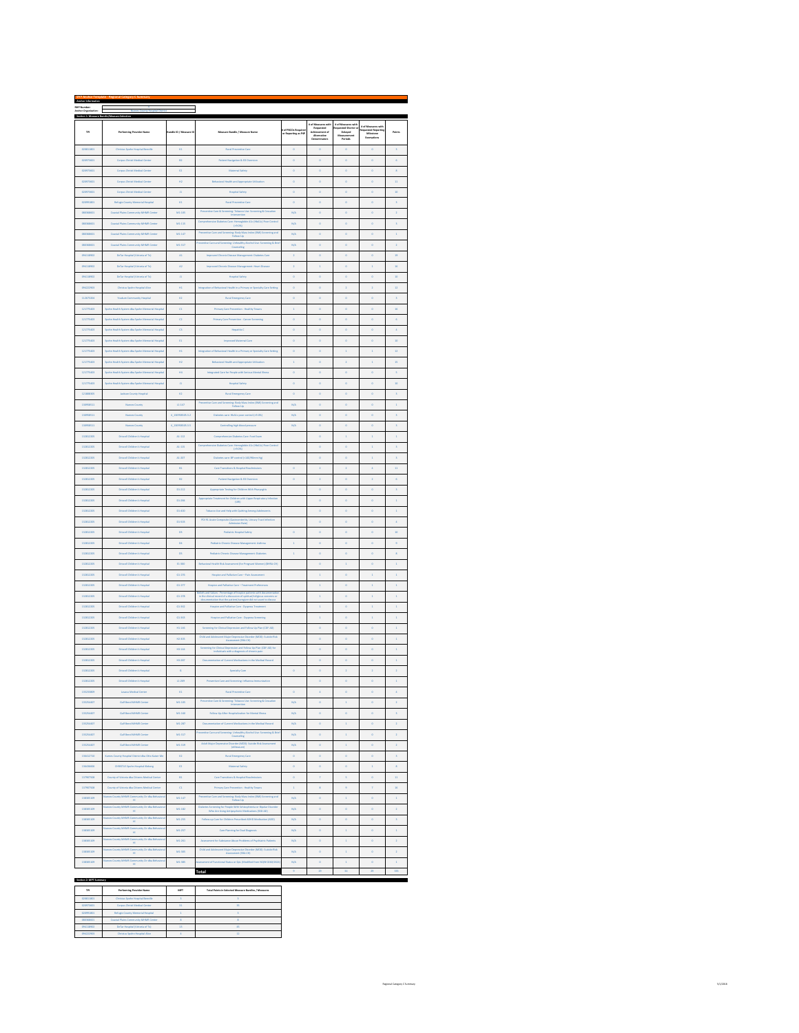**DY7 Anchor Template - Regional Category C Summary**

**Anchor Information**

RHP Number:

Anchor Organization: Nueces County Hospital District

**Section 1: Measure Bundle/Measure Selection**

| TPI | Performing Provider Name | Bundle ID / Measure ID | Measure Bundle / Measure Name | # of P4O's Required to Reporting as P4P | # of Measures with Requested Achievement of Alternative Denominators | # of Measures with Requested Shorter or Delayed Measurement Periods | # of Measures with Requested Reporting Milestone Exemptions | Points |
|---|---|---|---|---|---|---|---|---|
| 020811801 | Christus Spohn Hospital Beeville | E1 | Rural Preventive Care | 0 | 0 | 0 | 0 | 5 |
| 020970401 | Corpus Christi Medical Center | B1 | Patient Navigation & ED Diversion | 0 | 0 | 0 | 0 | 6 |
| 020970401 | Corpus Christi Medical Center | E2 | Maternal Safety | 0 | 0 | 0 | 0 | 8 |
| 020970401 | Corpus Christi Medical Center | H2 | Behavioral Health and Appropriate Utilization | 0 | 0 | 0 | 0 | 11 |
| 020970401 | Corpus Christi Medical Center | J1 | Hospital Safety | 0 | 0 | 0 | 0 | 10 |
| 020991801 | Refugio County Memorial Hospital | E1 | Rural Preventive Care | 0 | 0 | 0 | 0 | 5 |
| 084906001 | Coastal Plains Community MHMR Center | M1-100 | Preventive Care & Screening: Tobacco Use: Screening & Cessation Intervention | N/A | 0 | 0 | 0 | 2 |
| 084906001 | Coastal Plains Community MHMR Center | M1-115 | Comprehensive Diabetes Care: Hemoglobin A1c (HbA1c) Poor Control (>9.0%) | N/A | 0 | 0 | 0 | 3 |
| 084906001 | Coastal Plains Community MHMR Center | M1-147 | Preventive Care and Screening: Body Mass Index (BMI) Screening and Follow-Up | N/A | 0 | 0 | 0 | 1 |
| 084906001 | Coastal Plains Community MHMR Center | M1-317 | Preventive Care and Screening: Unhealthy Alcohol Use: Screening & Brief Counseling | N/A | 0 | 0 | 0 | 2 |
| 094118902 | DeTar Hospital (Victoria of TX) | D1 | Improved Chronic Disease Management: Diabetes Care | 1 | 0 | 0 | 0 | 19 |
| 094118902 | DeTar Hospital (Victoria of TX) | D2 | Improved Chronic Disease Management: Heart Disease | 1 | 1 | 0 | 1 | 16 |
| 094118902 | DeTar Hospital (Victoria of TX) | J1 | Hospital Safety | 0 | 0 | 0 | 0 | 10 |
| 094222902 | Christus Spohn Hospital Alice | H1 | Integration of Behavioral Health in a Primary or Specialty Care Setting | 0 | 0 | 2 | 2 | 12 |
| 112672402 | Yoakum Community Hospital | E2 | Rural Emergency Care | 0 | 0 | 0 | 0 | 5 |
| 121775403 | Spohn Health System dba Spohn Memorial Hospital | C1 | Primary Care Prevention - Healthy Texans | 1 | 0 | 0 | 0 | 18 |
| 121775403 | Spohn Health System dba Spohn Memorial Hospital | C2 | Primary Care Prevention - Cancer Screening | 0 | 0 | 0 | 0 | 6 |
| 121775403 | Spohn Health System dba Spohn Memorial Hospital | C3 | Hepatitis C | 0 | 0 | 0 | 0 | 6 |
| 121775403 | Spohn Health System dba Spohn Memorial Hospital | E1 | Improved Maternal Care | 0 | 0 | 0 | 0 | 10 |
| 121775403 | Spohn Health System dba Spohn Memorial Hospital | H1 | Integration of Behavioral Health in a Primary or Specialty Care Setting | 0 | 0 | 1 | 1 | 13 |
| 121775403 | Spohn Health System dba Spohn Memorial Hospital | H2 | Behavioral Health and Appropriate Utilization | 1 | 0 | 2 | 1 | 19 |
| 121775403 | Spohn Health System dba Spohn Memorial Hospital | H4 | Integrated Care for People with Serious Mental Illness | 0 | 0 | 0 | 0 | 9 |
| 121775403 | Spohn Health System dba Spohn Memorial Hospital | J1 | Hospital Safety | 0 | 0 | 0 | 0 | 10 |
| 121808305 | Jackson County Hospital | E2 | Rural Emergency Care | 0 | 0 | 0 | 0 | 6 |
| 130989011 | Nueces County | L1-147 | Preventive Care and Screening: Body Mass Index (BMI) Screening and Follow-Up | N/A | 0 | 0 | 0 | 1 |
| 130989011 | Nueces County | 1_130989011.1.2 | Diabetes care: HbA1c poor control (>9.0%) | N/A | 0 | 0 | 0 | 5 |
| 130989011 | Nueces County | 1_130989011.1.3 | Controlling high blood pressure | N/A | 0 | 0 | 0 | 5 |
| 133612205 | Driscoll Children's Hospital | A1-112 | Comprehensive Diabetes Care: Foot Exam | | 0 | 1 | 1 | 1 |
| 133612205 | Driscoll Children's Hospital | A1-115 | Comprehensive Diabetes Care: Hemoglobin A1c (HbA1c) Poor Control (>9.0%) | | 0 | 0 | 1 | 5 |
| 133612205 | Driscoll Children's Hospital | A1-207 | Diabetes care: BP control (<140/90mm Hg) | | 0 | 0 | 1 | 5 |
| 133612205 | Driscoll Children's Hospital | B1 | Care Transitions & Hospital Readmissions | 0 | 2 | 2 | 4 | 13 |
| 133612205 | Driscoll Children's Hospital | B2 | Patient Navigation & ED Diversion | 0 | 2 | 0 | 2 | 8 |
| 133612205 | Driscoll Children's Hospital | D1-212 | Appropriate Testing for Children With Pharyngitis | | 0 | 0 | 0 | 3 |
| 133612205 | Driscoll Children's Hospital | D1-286 | Appropriate Treatment for Children with Upper Respiratory Infection (URI) | | 0 | 0 | 0 | 1 |
| 133612205 | Driscoll Children's Hospital | D1-400 | Tobacco Use and Help with Quitting Among Adolescents | | 0 | 0 | 0 | 1 |
| 133612205 | Driscoll Children's Hospital | D1-505 | PDI 91 Acute Composite (Gastroenteritis, Urinary Tract Infection Admission Rate) | | 0 | 0 | 0 | 4 |
| 133612205 | Driscoll Children's Hospital | D3 | Pediatric Hospital Safety | 0 | 0 | 0 | 0 | 10 |
| 133612205 | Driscoll Children's Hospital | D4 | Pediatric Chronic Disease Management: Asthma | 1 | 0 | 0 | 0 | 9 |
| 133612205 | Driscoll Children's Hospital | D5 | Pediatric Chronic Disease Management: Diabetes | 1 | 0 | 0 | 0 | 8 |
| 133612205 | Driscoll Children's Hospital | E1-360 | Behavioral Health Risk Assessment (for Pregnant Women) (BHRA-PW) | | 0 | 1 | 0 | 1 |
| 133612205 | Driscoll Children's Hospital | G1-276 | Hospice and Palliative Care – Pain Assessment | | 1 | 0 | 1 | 1 |
| 133612205 | Driscoll Children's Hospital | G1-277 | Hospice and Palliative Care – Treatment Preferences | | 1 | 0 | 1 | 1 |
| 133612205 | Driscoll Children's Hospital | G1-278 | Beliefs and Values - Percentage of hospice patients with documentation in the clinical record of a discussion of spiritual/religious concerns or documentation that the patient/caregiver did not want to discuss | | 1 | 0 | 1 | 1 |
| 133612205 | Driscoll Children's Hospital | G1-360 | Hospice and Palliative Care - Dyspnea Treatment | | 1 | 0 | 1 | 1 |
| 133612205 | Driscoll Children's Hospital | G1-361 | Hospice and Palliative Care - Dyspnea Screening | | 1 | 0 | 1 | 1 |
| 133612205 | Driscoll Children's Hospital | H1-146 | Screening for Clinical Depression and Follow-Up Plan (CDF-AD) | | 0 | 0 | 0 | 1 |
| 133612205 | Driscoll Children's Hospital | H2-405 | Child and Adolescent Major Depressive Disorder (MDD): Suicide Risk Assessment (SRA-CH) | | 0 | 0 | 0 | 1 |
| 133612205 | Driscoll Children's Hospital | H3-146 | Screening for Clinical Depression and Follow-Up Plan (CDF-AD) for individuals with a diagnosis of chronic pain | | 0 | 0 | 0 | 1 |
| 133612205 | Driscoll Children's Hospital | H3-287 | Documentation of Current Medications in the Medical Record | | 0 | 0 | 0 | 1 |
| 133612205 | Driscoll Children's Hospital | I | Specialty Care | 0 | 0 | 2 | 2 | 2 |
| 133612205 | Driscoll Children's Hospital | L1-269 | Preventive Care and Screening: Influenza Immunization | | 0 | 0 | 0 | 2 |
| 135235800 | Lavaca Medical Center | E1 | Rural Preventive Care | 0 | 4 | 0 | 0 | 4 |
| 135250407 | Gulf Bend MHMR Center | M1-100 | Preventive Care & Screening: Tobacco Use: Screening & Cessation Intervention | N/A | 0 | 1 | 0 | 2 |
| 135250407 | Gulf Bend MHMR Center | M1-166 | Follow-Up After Hospitalization for Mental Illness | N/A | 0 | 0 | 0 | 5 |
| 135250407 | Gulf Bend MHMR Center | M1-287 | Documentation of Current Medications in the Medical Record | N/A | 0 | 1 | 0 | 2 |
| 135250407 | Gulf Bend MHMR Center | M1-317 | Preventive Care and Screening: Unhealthy Alcohol Use: Screening & Brief Counseling | N/A | 0 | 1 | 0 | 2 |
| 135250407 | Gulf Bend MHMR Center | M1-319 | Adult Major Depressive Disorder (MDD): Suicide Risk Assessment (eMeasure) | N/A | 0 | 1 | 0 | 2 |
| 136141720 | Karnes County Hospital District dba Otto Kaiser Memorial | E2 | Rural Emergency Care | 0 | 0 | 0 | 0 | 5 |
| 136436606 | CHRISTUS Spohn Hospital Kleberg | E2 | Maternal Safety | 0 | 0 | 0 | 1 | 8 |
| 137907508 | County of Victoria dba Citizens Medical Center | B1 | Care Transitions & Hospital Readmissions | 0 | 7 | 1 | 0 | 12 |
| 137907508 | County of Victoria dba Citizens Medical Center | C1 | Primary Care Prevention - Healthy Texans | 1 | 8 | 9 | 7 | 18 |
| 138805109 | Nueces County MHMR Community Center dba Behavioral Health | M1-147 | Preventive Care and Screening: Body Mass Index (BMI) Screening and Follow-Up | N/A | 0 | 1 | 0 | 1 |
| 138805109 | Nueces County MHMR Community Center dba Behavioral Health | M1-182 | Diabetes Screening for People With Schizophrenia or Bipolar Disorder Who Are Using Antipsychotic Medications (SSD-AD) | N/A | 0 | 0 | 0 | 4 |
| 138805109 | Nueces County MHMR Community Center dba Behavioral Health | M1-256 | Follow-Up Care for Children Prescribed ADHD Medication (ADD) | N/A | 0 | 0 | 0 | 4 |
| 138805109 | Nueces County MHMR Community Center dba Behavioral Health | M1-257 | Care Planning for Dual Diagnosis | N/A | 0 | 1 | 0 | 1 |
| 138805109 | Nueces County MHMR Community Center dba Behavioral Health | M1-261 | Assessment for Substance Abuse Problems of Psychiatric Patients | N/A | 0 | 1 | 0 | 2 |
| 138805109 | Nueces County MHMR Community Center dba Behavioral Health | M1-305 | Child and Adolescent Major Depressive Disorder (MDD): Suicide Risk Assessment (SRA-CH) | N/A | 0 | 1 | 0 | 2 |
| 138805109 | Nueces County MHMR Community Center dba Behavioral Health | M1-385 | Assessment of Functional Status or QoL (Modified from NQF# 2624) | N/A | 0 | 1 | 0 | 1 |
| | | | **Total** | 0 | 29 | 24 | 39 | 355 |

**Section 2: MPT Summary**

| TPI | Performing Provider Name | MPT | Total Points in Selected Measure Bundles / Measures |
|---|---|---|---|
| 020811801 | Christus Spohn Hospital Beeville | 5 | 5 |
| 020970401 | Corpus Christi Medical Center | 35 | 35 |
| 020991801 | Refugio County Memorial Hospital | 5 | 5 |
| 084906001 | Coastal Plains Community MHMR Center | 8 | 8 |
| 094118902 | DeTar Hospital (Victoria of TX) | 45 | 45 |
| 094222902 | Christus Spohn Hospital Alice | 8 | 12 |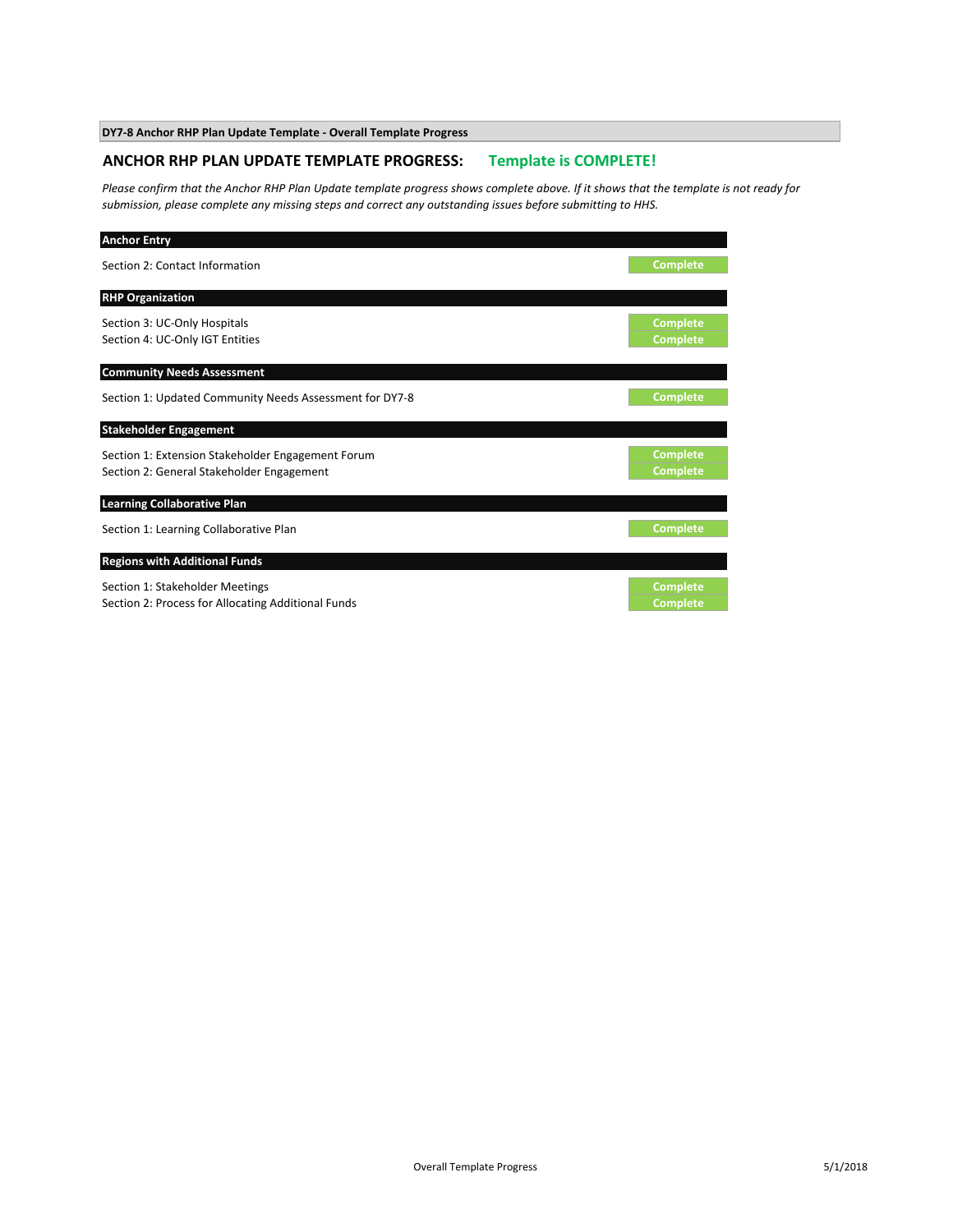**DY7-8 Anchor RHP Plan Update Template - Overall Template Progress**

## ANCHOR RHP PLAN UPDATE TEMPLATE PROGRESS: Template is COMPLETE!

*Please confirm that the Anchor RHP Plan Update template progress shows complete above. If it shows that the template is not ready for submission, please complete any missing steps and correct any outstanding issues before submitting to HHS.*

| | |
|---|---|
| **Anchor Entry** | |
| Section 2: Contact Information | Complete |
| **RHP Organization** | |
| Section 3: UC-Only Hospitals | Complete |
| Section 4: UC-Only IGT Entities | Complete |
| **Community Needs Assessment** | |
| Section 1: Updated Community Needs Assessment for DY7-8 | Complete |
| **Stakeholder Engagement** | |
| Section 1: Extension Stakeholder Engagement Forum | Complete |
| Section 2: General Stakeholder Engagement | Complete |
| **Learning Collaborative Plan** | |
| Section 1: Learning Collaborative Plan | Complete |
| **Regions with Additional Funds** | |
| Section 1: Stakeholder Meetings | Complete |
| Section 2: Process for Allocating Additional Funds | Complete |